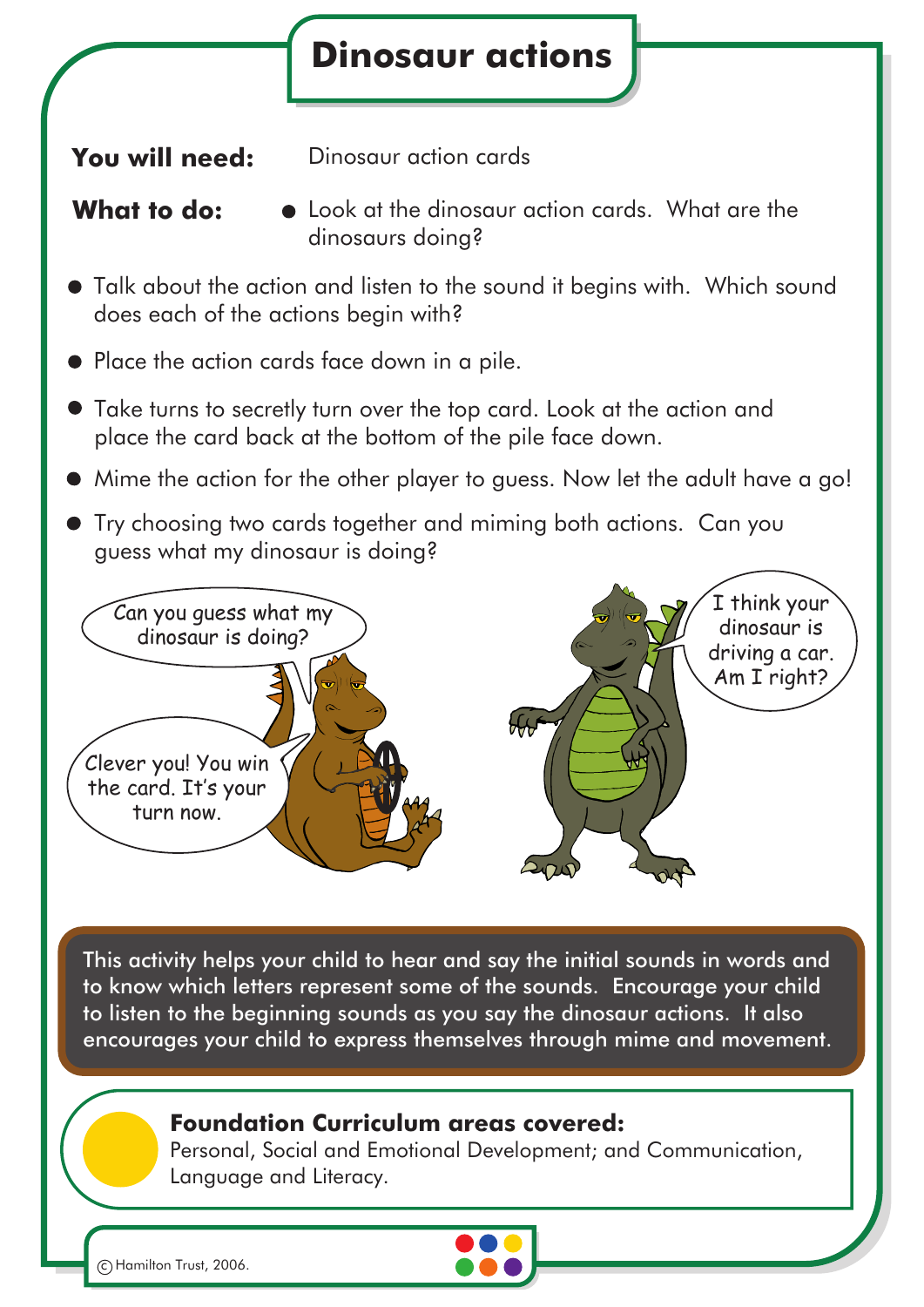# Dinosaur actions

**You will need:** Dinosaur action cards

**What to do:**

- Look at the dinosaur action cards. What are the dinosaurs doing?
- Talk about the action and listen to the sound it begins with. Which sound does each of the actions begin with?
- Place the action cards face down in a pile.
- Take turns to secretly turn over the top card. Look at the action and place the card back at the bottom of the pile face down.
- Mime the action for the other player to guess. Now let the adult have a go!
- Try choosing two cards together and miming both actions. Can you guess what my dinosaur is doing?

Can you guess what my dinosaur is doing?

I think your dinosaur is driving a car. Am I right?

Clever you! You win the card. It's your turn now.

This activity helps your child to hear and say the initial sounds in words and to know which letters represent some of the sounds. Encourage your child to listen to the beginning sounds as you say the dinosaur actions. It also encourages your child to express themselves through mime and movement.

**Foundation Curriculum areas covered:**
Personal, Social and Emotional Development; and Communication, Language and Literacy.

© Hamilton Trust, 2006.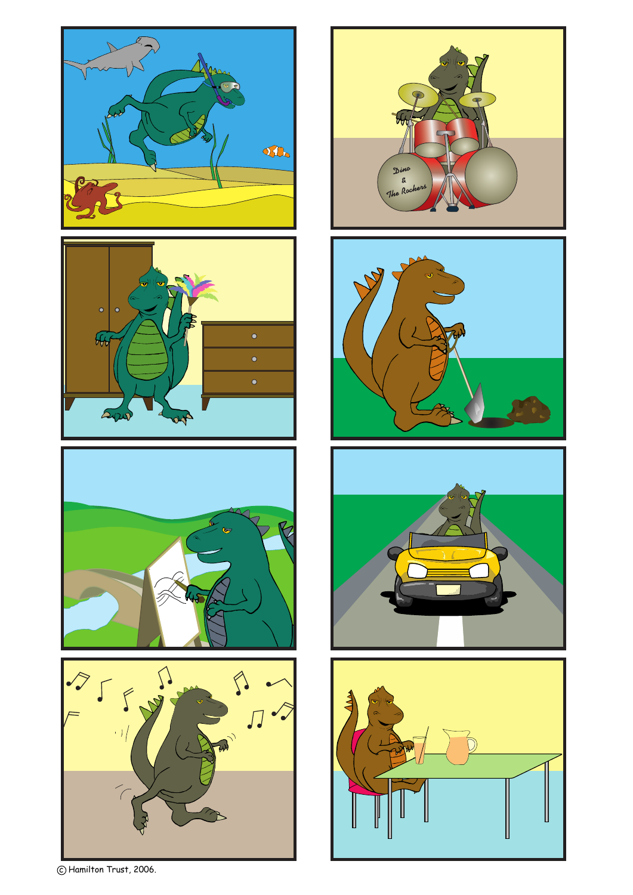© Hamilton Trust, 2006.